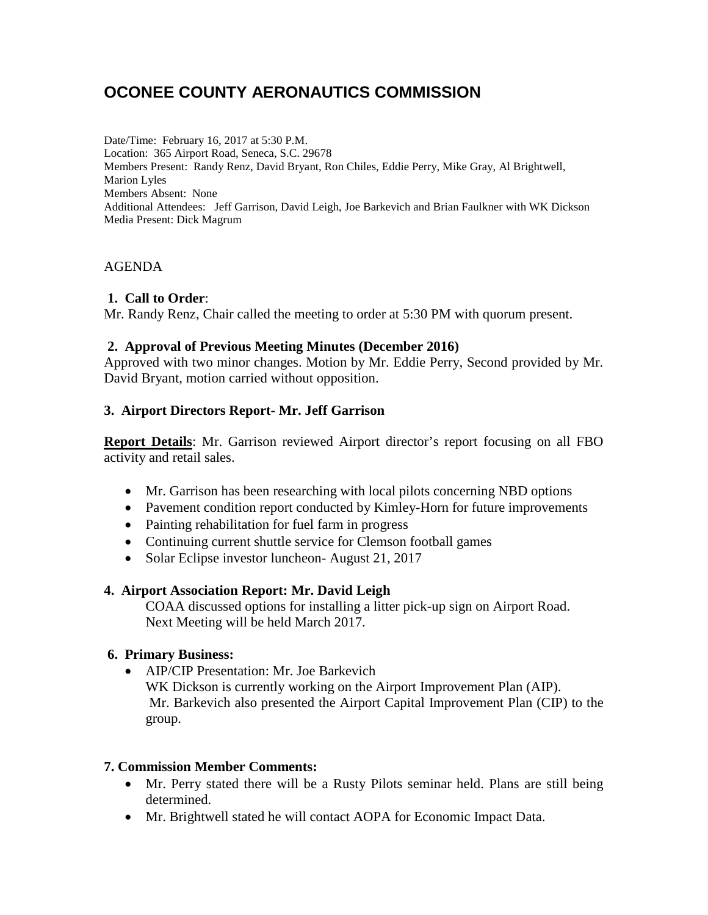# OCONEE COUNTY AERONAUTICS COMMISSION

Date/Time: February 16, 2017 at 5:30 P.M.
Location: 365 Airport Road, Seneca, S.C. 29678
Members Present: Randy Renz, David Bryant, Ron Chiles, Eddie Perry, Mike Gray, Al Brightwell, Marion Lyles
Members Absent: None
Additional Attendees: Jeff Garrison, David Leigh, Joe Barkevich and Brian Faulkner with WK Dickson
Media Present: Dick Magrum

AGENDA

**1. Call to Order**:
Mr. Randy Renz, Chair called the meeting to order at 5:30 PM with quorum present.

**2. Approval of Previous Meeting Minutes (December 2016)**
Approved with two minor changes. Motion by Mr. Eddie Perry, Second provided by Mr. David Bryant, motion carried without opposition.

**3. Airport Directors Report- Mr. Jeff Garrison**

**Report Details**: Mr. Garrison reviewed Airport director's report focusing on all FBO activity and retail sales.

- Mr. Garrison has been researching with local pilots concerning NBD options
- Pavement condition report conducted by Kimley-Horn for future improvements
- Painting rehabilitation for fuel farm in progress
- Continuing current shuttle service for Clemson football games
- Solar Eclipse investor luncheon- August 21, 2017

**4. Airport Association Report: Mr. David Leigh**

COAA discussed options for installing a litter pick-up sign on Airport Road.
Next Meeting will be held March 2017.

**6. Primary Business:**

- AIP/CIP Presentation: Mr. Joe Barkevich
  WK Dickson is currently working on the Airport Improvement Plan (AIP).
  Mr. Barkevich also presented the Airport Capital Improvement Plan (CIP) to the group.

**7. Commission Member Comments:**

- Mr. Perry stated there will be a Rusty Pilots seminar held. Plans are still being determined.
- Mr. Brightwell stated he will contact AOPA for Economic Impact Data.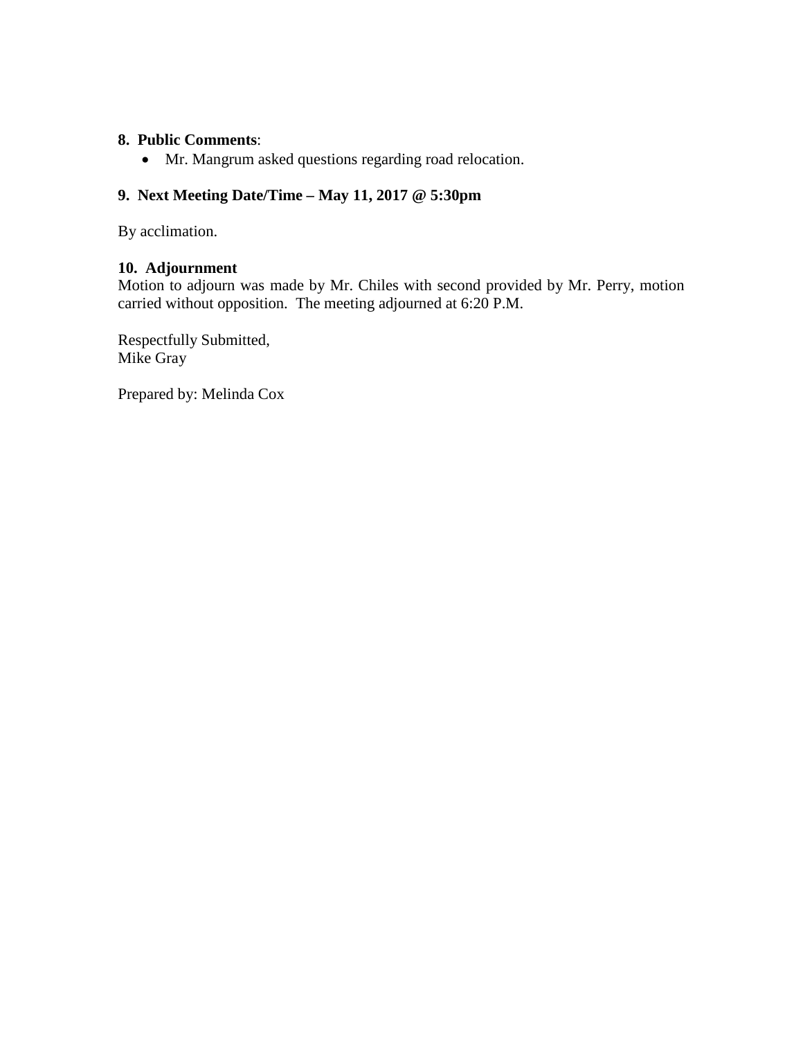**8. Public Comments**:

- Mr. Mangrum asked questions regarding road relocation.

**9. Next Meeting Date/Time – May 11, 2017 @ 5:30pm**

By acclimation.

**10. Adjournment**

Motion to adjourn was made by Mr. Chiles with second provided by Mr. Perry, motion carried without opposition. The meeting adjourned at 6:20 P.M.

Respectfully Submitted,
Mike Gray

Prepared by: Melinda Cox